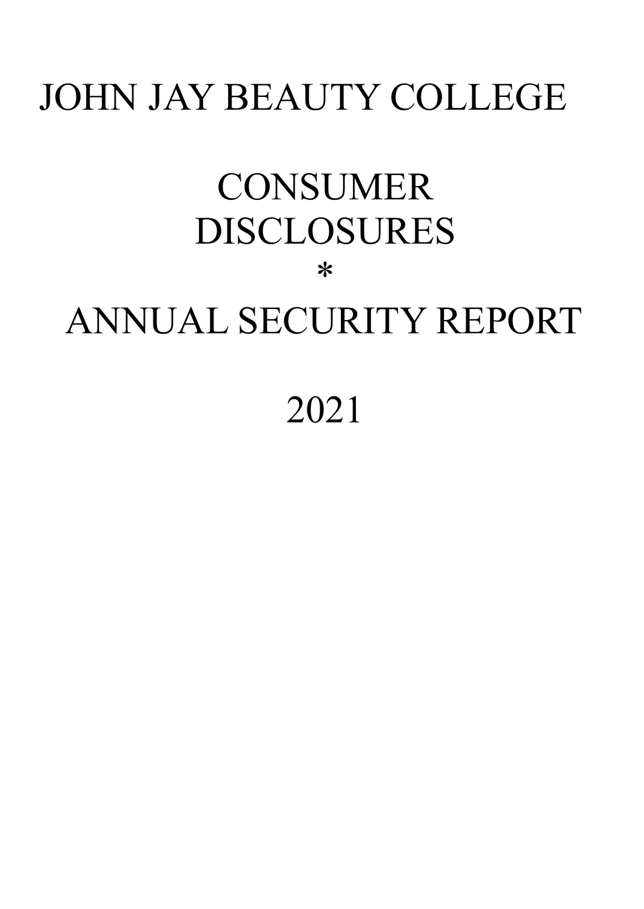# JOHN JAY BEAUTY COLLEGE

# CONSUMER DISCLOSURES

*

# ANNUAL SECURITY REPORT

# 2021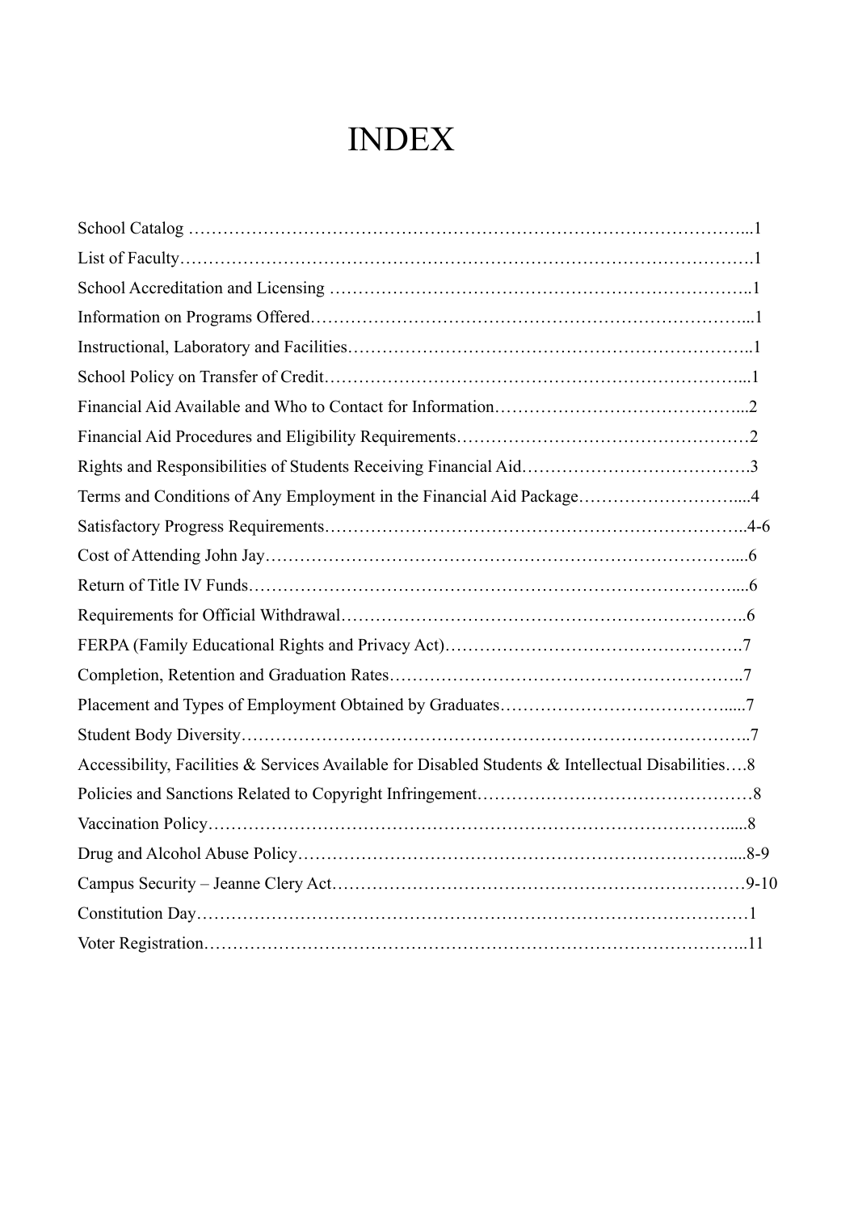# INDEX

School Catalog …………………………………………………………………………………...1
List of Faculty……………………………………………………………………………………1
School Accreditation and Licensing ……………………………………………………………..1
Information on Programs Offered………………………………………………………………...1
Instructional, Laboratory and Facilities……………………………………………………………..1
School Policy on Transfer of Credit………………………………………………………………...1
Financial Aid Available and Who to Contact for Information……………………………………...2
Financial Aid Procedures and Eligibility Requirements……………………………………………2
Rights and Responsibilities of Students Receiving Financial Aid………………………………….3
Terms and Conditions of Any Employment in the Financial Aid Package………………………....4
Satisfactory Progress Requirements……………………………………………………………..4-6
Cost of Attending John Jay……………………………………………………………………....6
Return of Title IV Funds……………………………………………………………………….....6
Requirements for Official Withdrawal……………………………………………………………..6
FERPA (Family Educational Rights and Privacy Act)…………………………………………….7
Completion, Retention and Graduation Rates……………………………………………………..7
Placement and Types of Employment Obtained by Graduates…………………………………......7
Student Body Diversity……………………………………………………………………………..7
Accessibility, Facilities & Services Available for Disabled Students & Intellectual Disabilities….8
Policies and Sanctions Related to Copyright Infringement…………………………………………8
Vaccination Policy……………………………………………………………………………......8
Drug and Alcohol Abuse Policy…………………………………………………………………....8-9
Campus Security – Jeanne Clery Act……………………………………………………………9-10
Constitution Day……………………………………………………………………………………1
Voter Registration……………………………………………………………………………………..11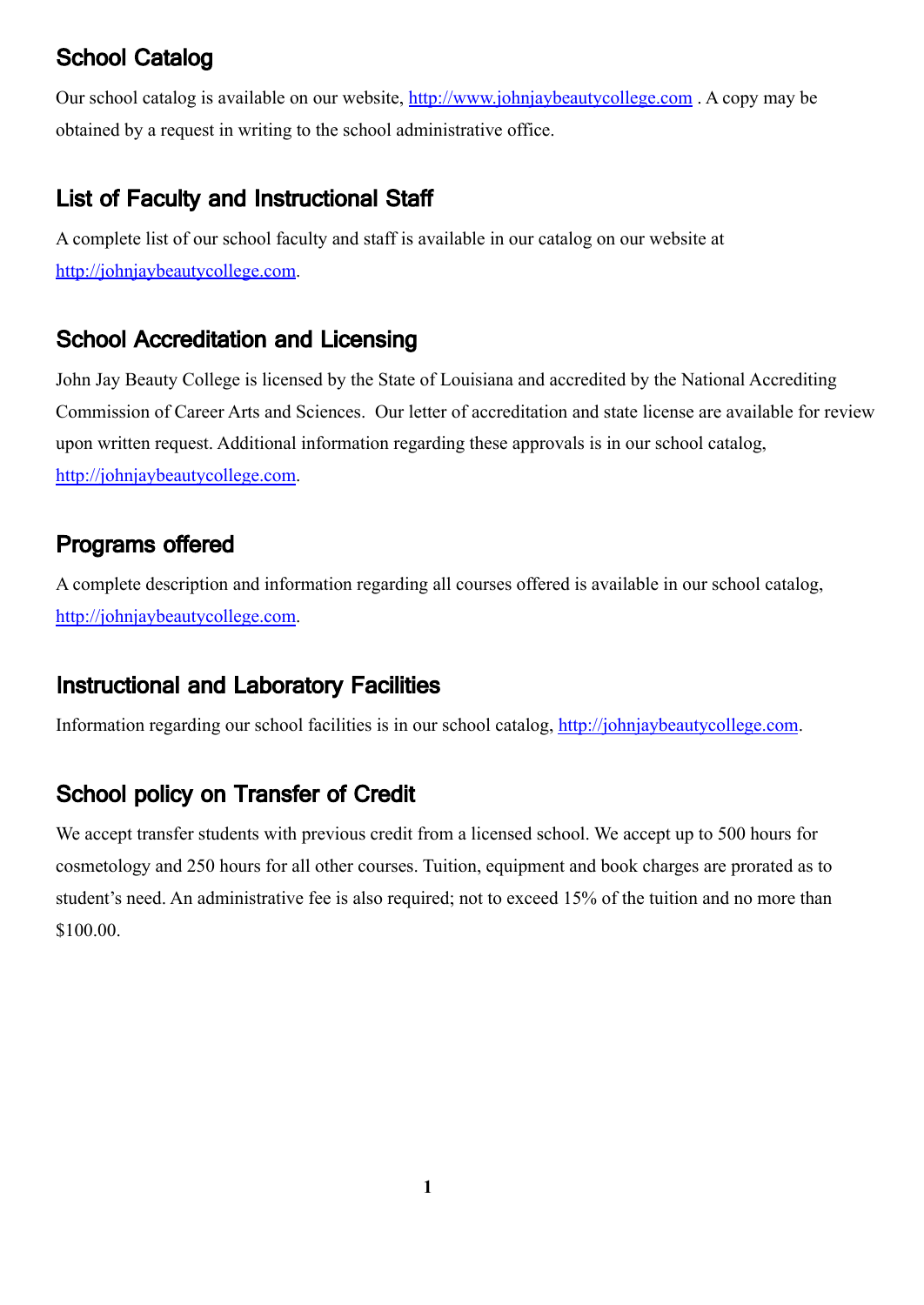## School Catalog

Our school catalog is available on our website, http://www.johnjaybeautycollege.com . A copy may be obtained by a request in writing to the school administrative office.

## List of Faculty and Instructional Staff

A complete list of our school faculty and staff is available in our catalog on our website at http://johnjaybeautycollege.com.

## School Accreditation and Licensing

John Jay Beauty College is licensed by the State of Louisiana and accredited by the National Accrediting Commission of Career Arts and Sciences. Our letter of accreditation and state license are available for review upon written request. Additional information regarding these approvals is in our school catalog, http://johnjaybeautycollege.com.

## Programs offered

A complete description and information regarding all courses offered is available in our school catalog, http://johnjaybeautycollege.com.

## Instructional and Laboratory Facilities

Information regarding our school facilities is in our school catalog, http://johnjaybeautycollege.com.

## School policy on Transfer of Credit

We accept transfer students with previous credit from a licensed school. We accept up to 500 hours for cosmetology and 250 hours for all other courses. Tuition, equipment and book charges are prorated as to student's need. An administrative fee is also required; not to exceed 15% of the tuition and no more than $100.00.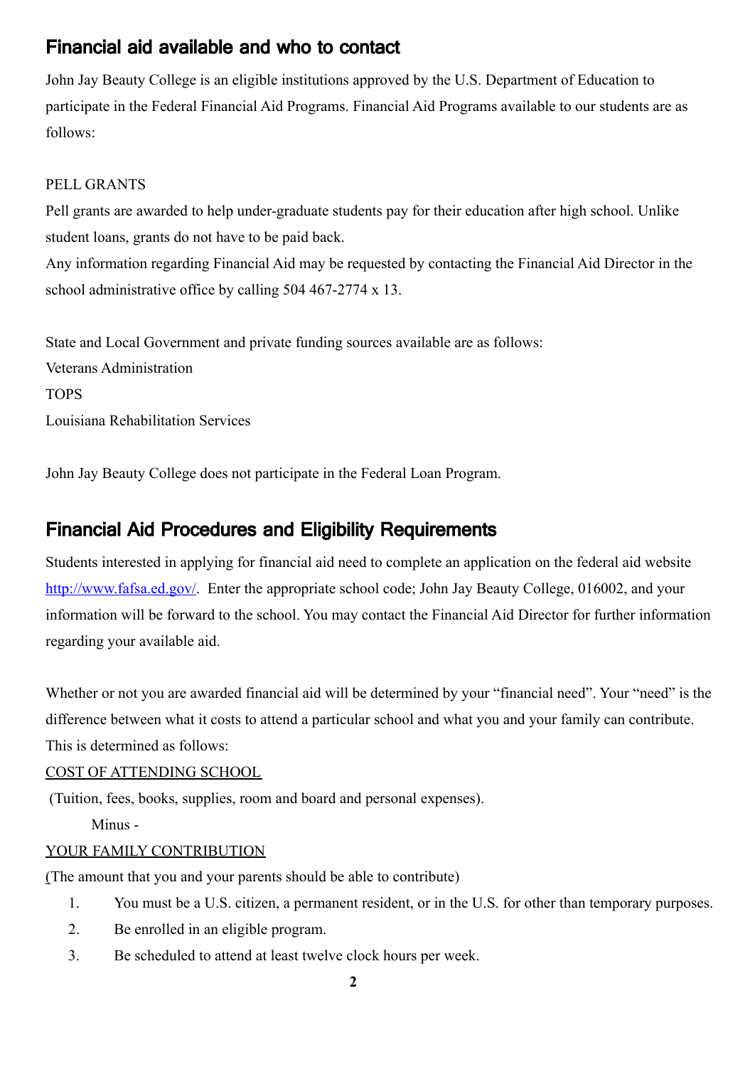## Financial aid available and who to contact

John Jay Beauty College is an eligible institutions approved by the U.S. Department of Education to participate in the Federal Financial Aid Programs. Financial Aid Programs available to our students are as follows:

PELL GRANTS

Pell grants are awarded to help under-graduate students pay for their education after high school. Unlike student loans, grants do not have to be paid back.

Any information regarding Financial Aid may be requested by contacting the Financial Aid Director in the school administrative office by calling 504 467-2774 x 13.

State and Local Government and private funding sources available are as follows:

Veterans Administration

TOPS

Louisiana Rehabilitation Services

John Jay Beauty College does not participate in the Federal Loan Program.

## Financial Aid Procedures and Eligibility Requirements

Students interested in applying for financial aid need to complete an application on the federal aid website http://www.fafsa.ed.gov/. Enter the appropriate school code; John Jay Beauty College, 016002, and your information will be forward to the school. You may contact the Financial Aid Director for further information regarding your available aid.

Whether or not you are awarded financial aid will be determined by your "financial need". Your "need" is the difference between what it costs to attend a particular school and what you and your family can contribute. This is determined as follows:

COST OF ATTENDING SCHOOL

(Tuition, fees, books, supplies, room and board and personal expenses).

Minus -

YOUR FAMILY CONTRIBUTION

(The amount that you and your parents should be able to contribute)

1. You must be a U.S. citizen, a permanent resident, or in the U.S. for other than temporary purposes.
2. Be enrolled in an eligible program.
3. Be scheduled to attend at least twelve clock hours per week.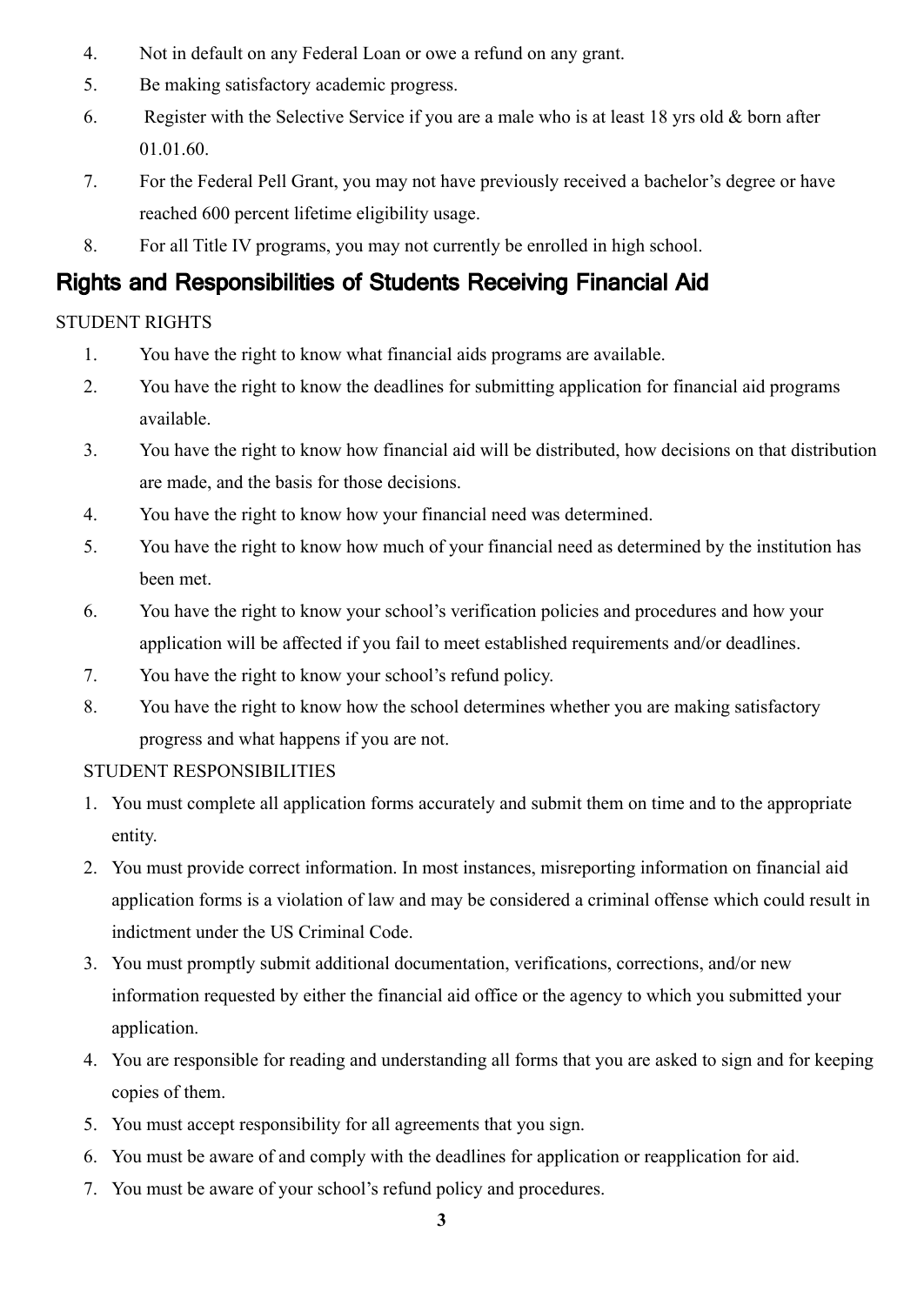4. Not in default on any Federal Loan or owe a refund on any grant.
5. Be making satisfactory academic progress.
6. Register with the Selective Service if you are a male who is at least 18 yrs old & born after 01.01.60.
7. For the Federal Pell Grant, you may not have previously received a bachelor's degree or have reached 600 percent lifetime eligibility usage.
8. For all Title IV programs, you may not currently be enrolled in high school.

## Rights and Responsibilities of Students Receiving Financial Aid

STUDENT RIGHTS

1. You have the right to know what financial aids programs are available.
2. You have the right to know the deadlines for submitting application for financial aid programs available.
3. You have the right to know how financial aid will be distributed, how decisions on that distribution are made, and the basis for those decisions.
4. You have the right to know how your financial need was determined.
5. You have the right to know how much of your financial need as determined by the institution has been met.
6. You have the right to know your school's verification policies and procedures and how your application will be affected if you fail to meet established requirements and/or deadlines.
7. You have the right to know your school's refund policy.
8. You have the right to know how the school determines whether you are making satisfactory progress and what happens if you are not.

STUDENT RESPONSIBILITIES

1. You must complete all application forms accurately and submit them on time and to the appropriate entity.
2. You must provide correct information. In most instances, misreporting information on financial aid application forms is a violation of law and may be considered a criminal offense which could result in indictment under the US Criminal Code.
3. You must promptly submit additional documentation, verifications, corrections, and/or new information requested by either the financial aid office or the agency to which you submitted your application.
4. You are responsible for reading and understanding all forms that you are asked to sign and for keeping copies of them.
5. You must accept responsibility for all agreements that you sign.
6. You must be aware of and comply with the deadlines for application or reapplication for aid.
7. You must be aware of your school's refund policy and procedures.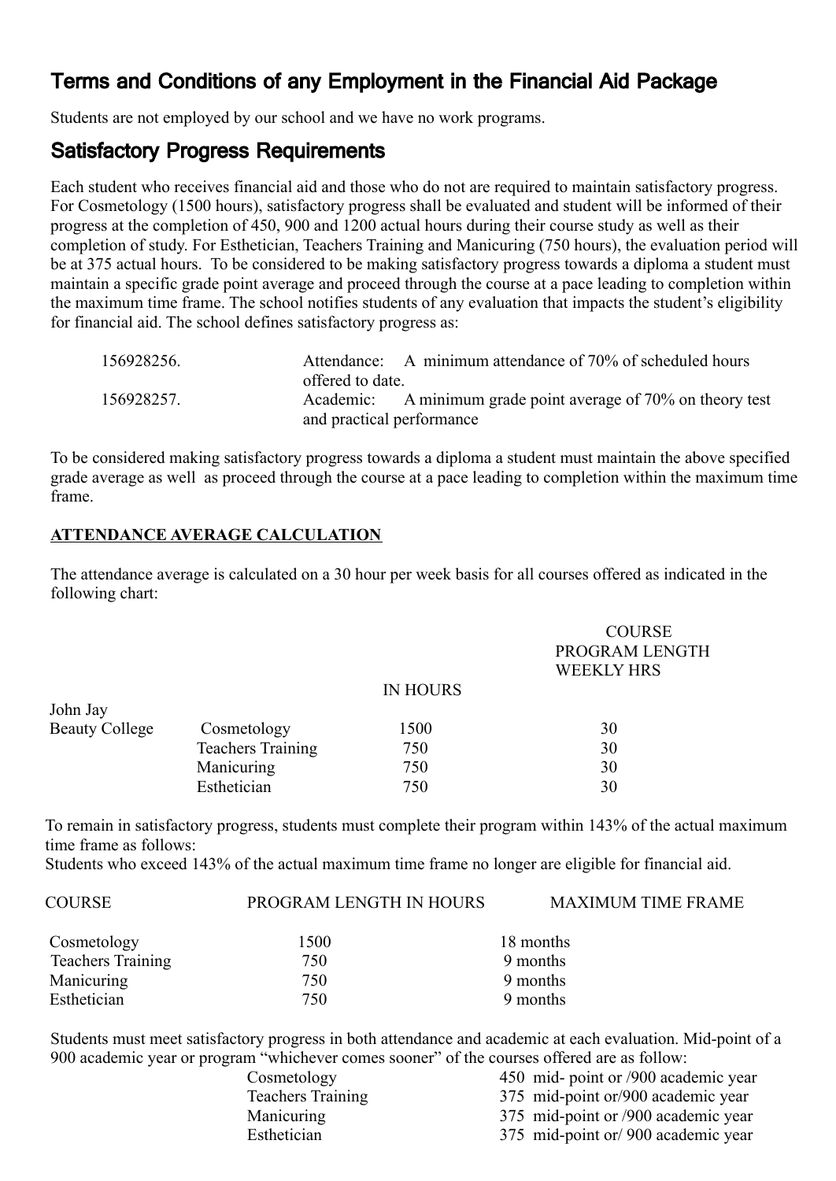## Terms and Conditions of any Employment in the Financial Aid Package

Students are not employed by our school and we have no work programs.

## Satisfactory Progress Requirements

Each student who receives financial aid and those who do not are required to maintain satisfactory progress. For Cosmetology (1500 hours), satisfactory progress shall be evaluated and student will be informed of their progress at the completion of 450, 900 and 1200 actual hours during their course study as well as their completion of study. For Esthetician, Teachers Training and Manicuring (750 hours), the evaluation period will be at 375 actual hours. To be considered to be making satisfactory progress towards a diploma a student must maintain a specific grade point average and proceed through the course at a pace leading to completion within the maximum time frame. The school notifies students of any evaluation that impacts the student's eligibility for financial aid. The school defines satisfactory progress as:

156928256. Attendance: A minimum attendance of 70% of scheduled hours offered to date.

156928257. Academic: A minimum grade point average of 70% on theory test and practical performance

To be considered making satisfactory progress towards a diploma a student must maintain the above specified grade average as well as proceed through the course at a pace leading to completion within the maximum time frame.

**ATTENDANCE AVERAGE CALCULATION**

The attendance average is calculated on a 30 hour per week basis for all courses offered as indicated in the following chart:

| | | COURSE PROGRAM LENGTH IN HOURS | WEEKLY HRS |
|---|---|---|---|
| John Jay Beauty College | Cosmetology | 1500 | 30 |
| | Teachers Training | 750 | 30 |
| | Manicuring | 750 | 30 |
| | Esthetician | 750 | 30 |

To remain in satisfactory progress, students must complete their program within 143% of the actual maximum time frame as follows:
Students who exceed 143% of the actual maximum time frame no longer are eligible for financial aid.

| COURSE | PROGRAM LENGTH IN HOURS | MAXIMUM TIME FRAME |
|---|---|---|
| Cosmetology | 1500 | 18 months |
| Teachers Training | 750 | 9 months |
| Manicuring | 750 | 9 months |
| Esthetician | 750 | 9 months |

Students must meet satisfactory progress in both attendance and academic at each evaluation. Mid-point of a 900 academic year or program "whichever comes sooner" of the courses offered are as follow:

| | |
|---|---|
| Cosmetology | 450 mid- point or /900 academic year |
| Teachers Training | 375 mid-point or/900 academic year |
| Manicuring | 375 mid-point or /900 academic year |
| Esthetician | 375 mid-point or/ 900 academic year |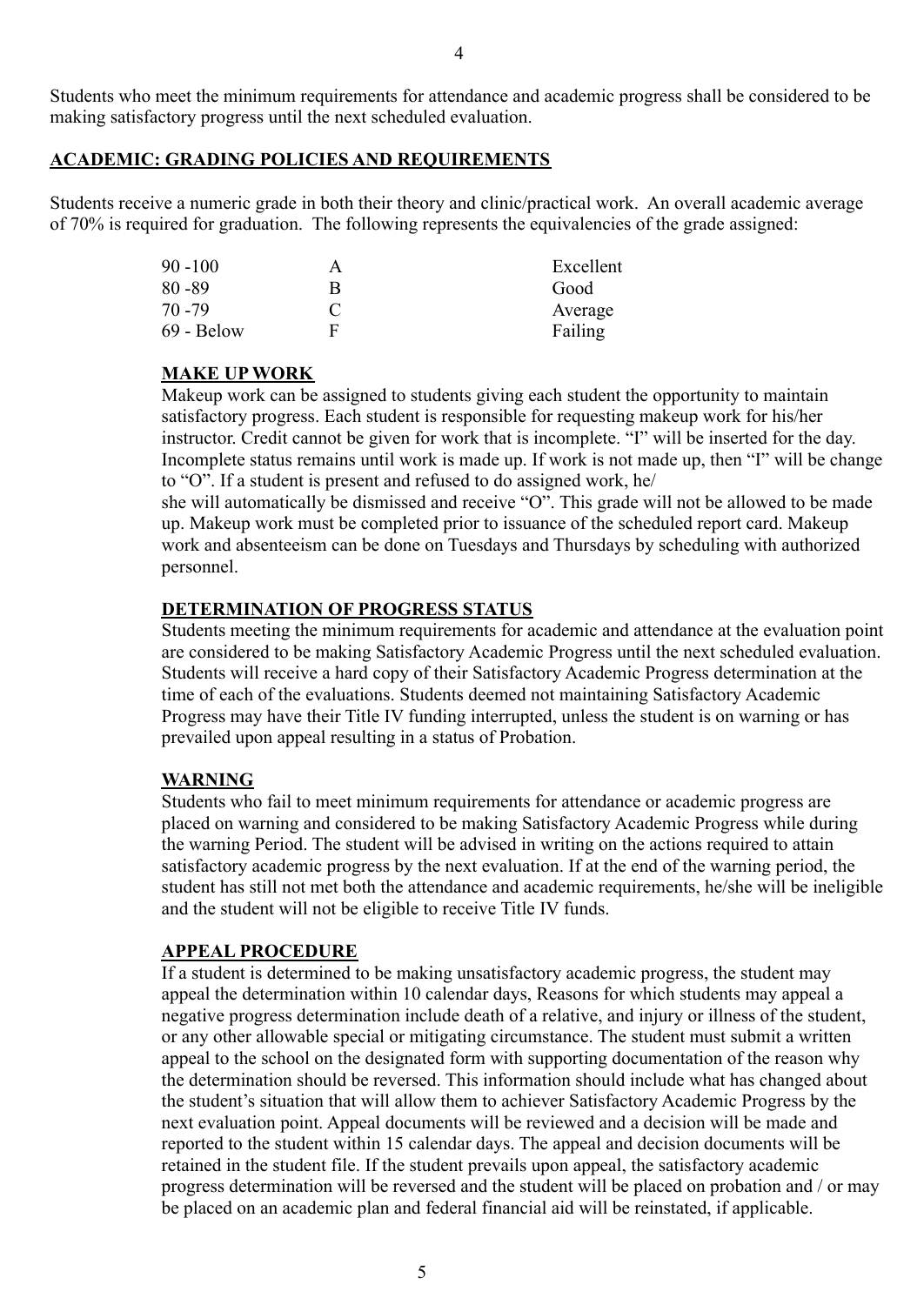Students who meet the minimum requirements for attendance and academic progress shall be considered to be making satisfactory progress until the next scheduled evaluation.

## ACADEMIC: GRADING POLICIES AND REQUIREMENTS

Students receive a numeric grade in both their theory and clinic/practical work. An overall academic average of 70% is required for graduation. The following represents the equivalencies of the grade assigned:

| | | |
|---|---|---|
| 90 -100 | A | Excellent |
| 80 -89 | B | Good |
| 70 -79 | C | Average |
| 69 - Below | F | Failing |

### MAKE UP WORK

Makeup work can be assigned to students giving each student the opportunity to maintain satisfactory progress. Each student is responsible for requesting makeup work for his/her instructor. Credit cannot be given for work that is incomplete. "I" will be inserted for the day. Incomplete status remains until work is made up. If work is not made up, then "I" will be change to "O". If a student is present and refused to do assigned work, he/ she will automatically be dismissed and receive "O". This grade will not be allowed to be made up. Makeup work must be completed prior to issuance of the scheduled report card. Makeup work and absenteeism can be done on Tuesdays and Thursdays by scheduling with authorized personnel.

### DETERMINATION OF PROGRESS STATUS

Students meeting the minimum requirements for academic and attendance at the evaluation point are considered to be making Satisfactory Academic Progress until the next scheduled evaluation. Students will receive a hard copy of their Satisfactory Academic Progress determination at the time of each of the evaluations. Students deemed not maintaining Satisfactory Academic Progress may have their Title IV funding interrupted, unless the student is on warning or has prevailed upon appeal resulting in a status of Probation.

### WARNING

Students who fail to meet minimum requirements for attendance or academic progress are placed on warning and considered to be making Satisfactory Academic Progress while during the warning Period. The student will be advised in writing on the actions required to attain satisfactory academic progress by the next evaluation. If at the end of the warning period, the student has still not met both the attendance and academic requirements, he/she will be ineligible and the student will not be eligible to receive Title IV funds.

### APPEAL PROCEDURE

If a student is determined to be making unsatisfactory academic progress, the student may appeal the determination within 10 calendar days, Reasons for which students may appeal a negative progress determination include death of a relative, and injury or illness of the student, or any other allowable special or mitigating circumstance. The student must submit a written appeal to the school on the designated form with supporting documentation of the reason why the determination should be reversed. This information should include what has changed about the student's situation that will allow them to achiever Satisfactory Academic Progress by the next evaluation point. Appeal documents will be reviewed and a decision will be made and reported to the student within 15 calendar days. The appeal and decision documents will be retained in the student file. If the student prevails upon appeal, the satisfactory academic progress determination will be reversed and the student will be placed on probation and / or may be placed on an academic plan and federal financial aid will be reinstated, if applicable.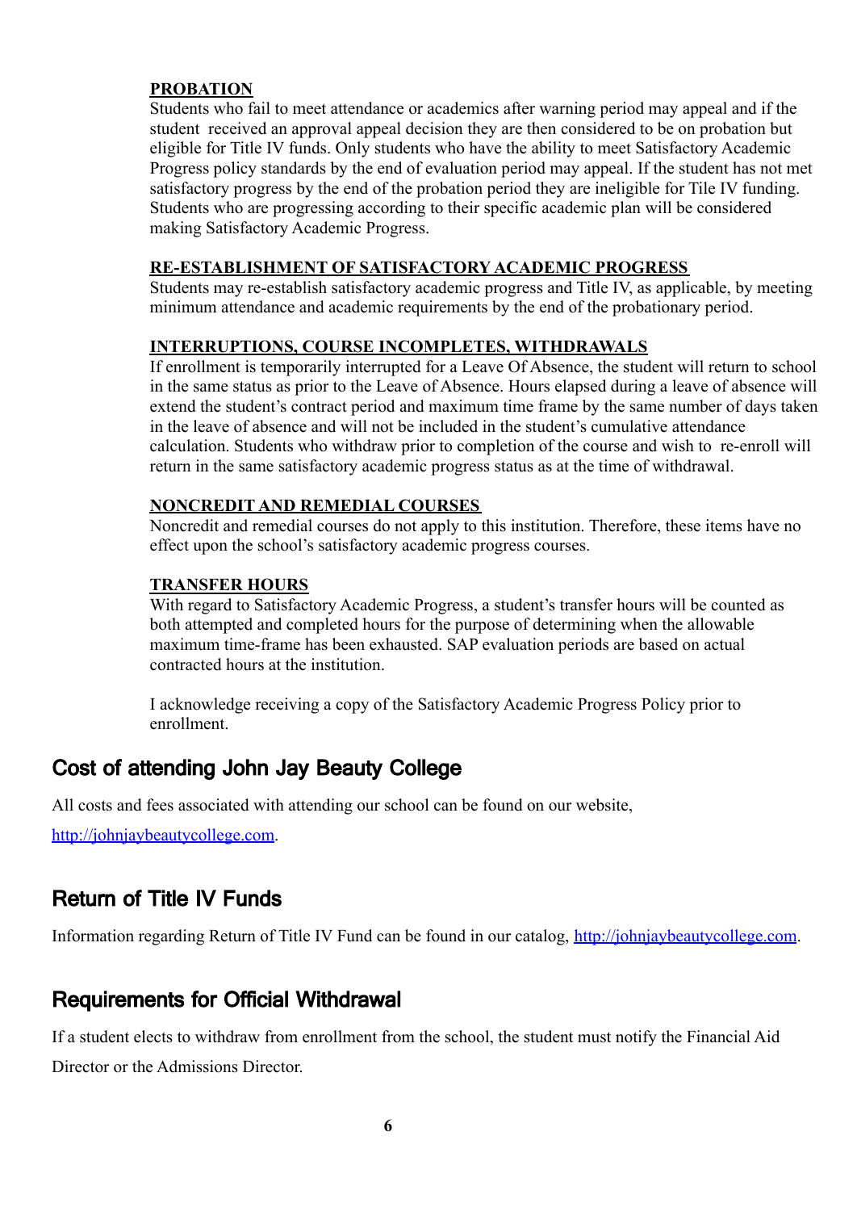**PROBATION**

Students who fail to meet attendance or academics after warning period may appeal and if the student received an approval appeal decision they are then considered to be on probation but eligible for Title IV funds. Only students who have the ability to meet Satisfactory Academic Progress policy standards by the end of evaluation period may appeal. If the student has not met satisfactory progress by the end of the probation period they are ineligible for Tile IV funding. Students who are progressing according to their specific academic plan will be considered making Satisfactory Academic Progress.

**RE-ESTABLISHMENT OF SATISFACTORY ACADEMIC PROGRESS**

Students may re-establish satisfactory academic progress and Title IV, as applicable, by meeting minimum attendance and academic requirements by the end of the probationary period.

**INTERRUPTIONS, COURSE INCOMPLETES, WITHDRAWALS**

If enrollment is temporarily interrupted for a Leave Of Absence, the student will return to school in the same status as prior to the Leave of Absence. Hours elapsed during a leave of absence will extend the student's contract period and maximum time frame by the same number of days taken in the leave of absence and will not be included in the student's cumulative attendance calculation. Students who withdraw prior to completion of the course and wish to re-enroll will return in the same satisfactory academic progress status as at the time of withdrawal.

**NONCREDIT AND REMEDIAL COURSES**

Noncredit and remedial courses do not apply to this institution. Therefore, these items have no effect upon the school's satisfactory academic progress courses.

**TRANSFER HOURS**

With regard to Satisfactory Academic Progress, a student's transfer hours will be counted as both attempted and completed hours for the purpose of determining when the allowable maximum time-frame has been exhausted. SAP evaluation periods are based on actual contracted hours at the institution.

I acknowledge receiving a copy of the Satisfactory Academic Progress Policy prior to enrollment.

## Cost of attending John Jay Beauty College

All costs and fees associated with attending our school can be found on our website, http://johnjaybeautycollege.com.

## Return of Title IV Funds

Information regarding Return of Title IV Fund can be found in our catalog, http://johnjaybeautycollege.com.

## Requirements for Official Withdrawal

If a student elects to withdraw from enrollment from the school, the student must notify the Financial Aid Director or the Admissions Director.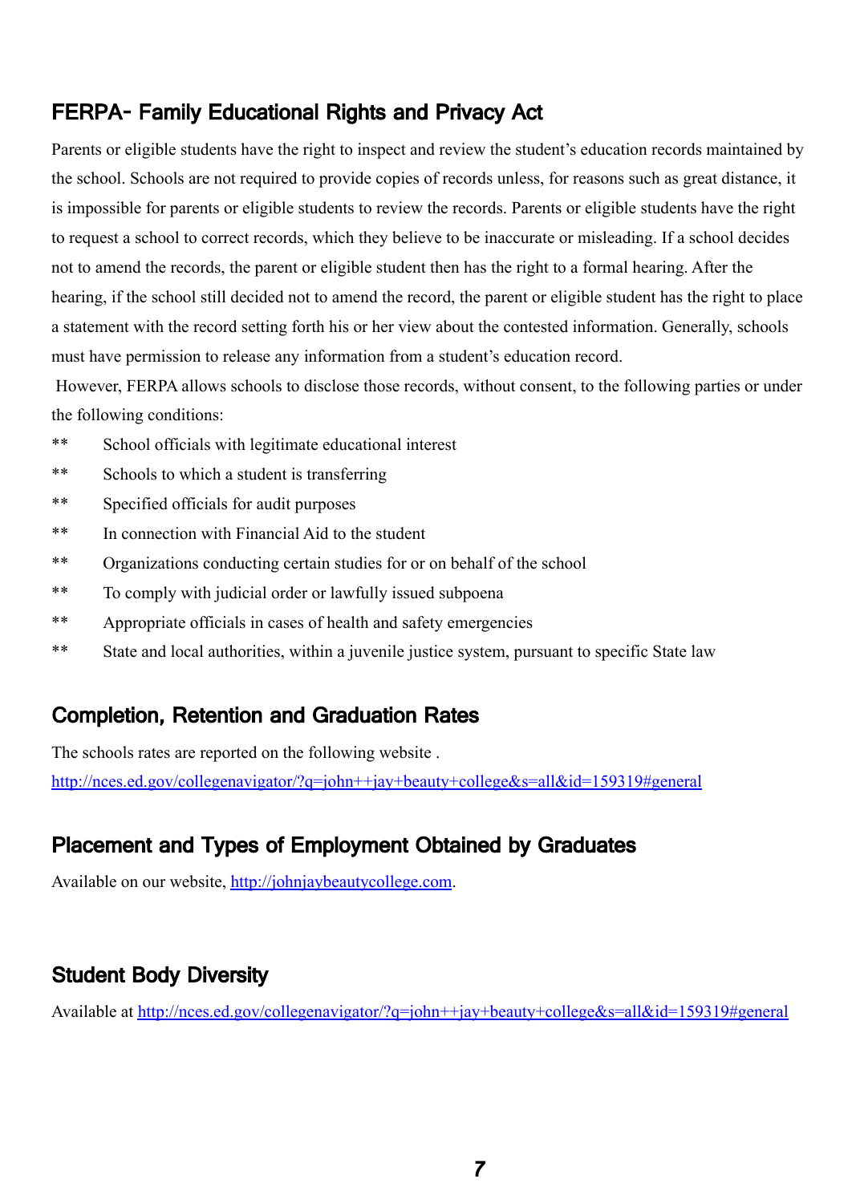## FERPA- Family Educational Rights and Privacy Act

Parents or eligible students have the right to inspect and review the student's education records maintained by the school. Schools are not required to provide copies of records unless, for reasons such as great distance, it is impossible for parents or eligible students to review the records. Parents or eligible students have the right to request a school to correct records, which they believe to be inaccurate or misleading. If a school decides not to amend the records, the parent or eligible student then has the right to a formal hearing. After the hearing, if the school still decided not to amend the record, the parent or eligible student has the right to place a statement with the record setting forth his or her view about the contested information. Generally, schools must have permission to release any information from a student's education record.

However, FERPA allows schools to disclose those records, without consent, to the following parties or under the following conditions:

- School officials with legitimate educational interest
- Schools to which a student is transferring
- Specified officials for audit purposes
- In connection with Financial Aid to the student
- Organizations conducting certain studies for or on behalf of the school
- To comply with judicial order or lawfully issued subpoena
- Appropriate officials in cases of health and safety emergencies
- State and local authorities, within a juvenile justice system, pursuant to specific State law

## Completion, Retention and Graduation Rates

The schools rates are reported on the following website .
[http://nces.ed.gov/collegenavigator/?q=john++jay+beauty+college&s=all&id=159319#general](http://nces.ed.gov/collegenavigator/?q=john++jay+beauty+college&s=all&id=159319#general)

## Placement and Types of Employment Obtained by Graduates

Available on our website, [http://johnjaybeautycollege.com](http://johnjaybeautycollege.com).

## Student Body Diversity

Available at [http://nces.ed.gov/collegenavigator/?q=john++jay+beauty+college&s=all&id=159319#general](http://nces.ed.gov/collegenavigator/?q=john++jay+beauty+college&s=all&id=159319#general)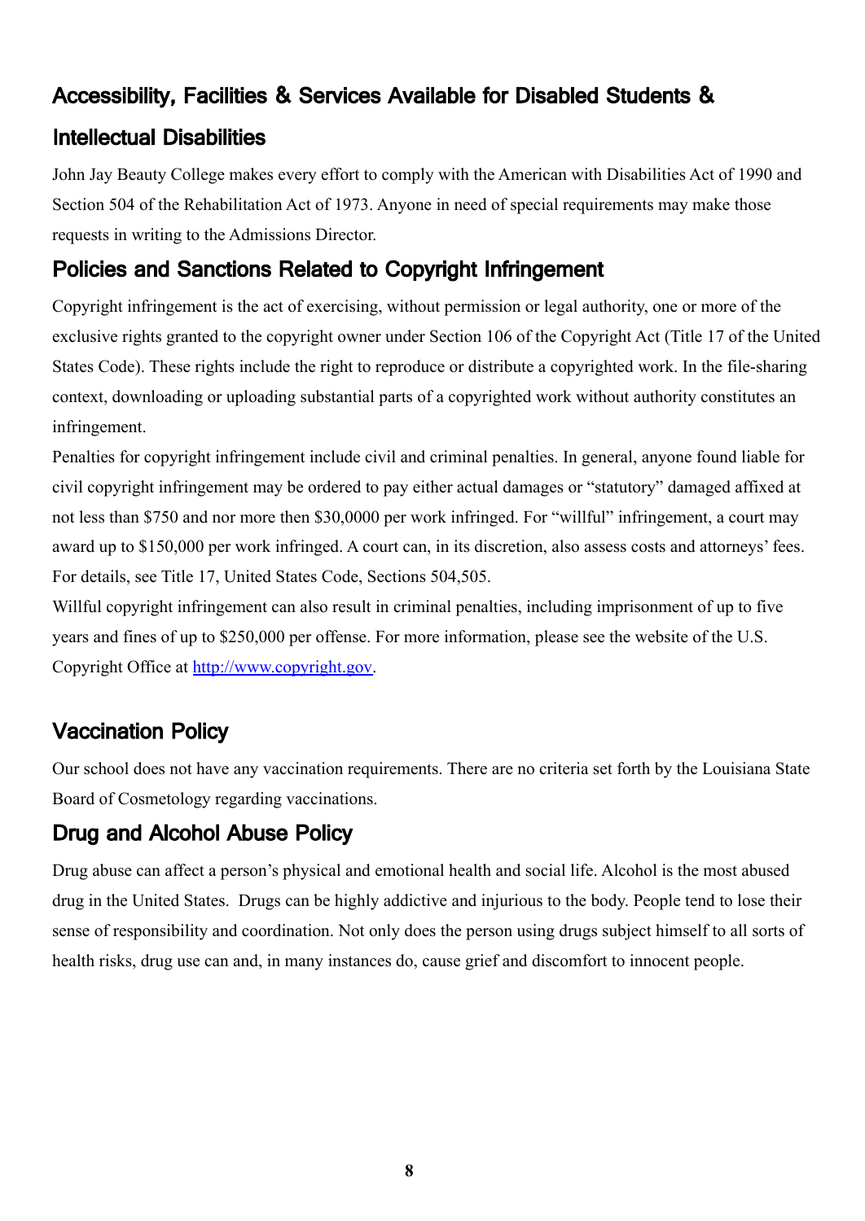## Accessibility, Facilities & Services Available for Disabled Students & Intellectual Disabilities

John Jay Beauty College makes every effort to comply with the American with Disabilities Act of 1990 and Section 504 of the Rehabilitation Act of 1973. Anyone in need of special requirements may make those requests in writing to the Admissions Director.

## Policies and Sanctions Related to Copyright Infringement

Copyright infringement is the act of exercising, without permission or legal authority, one or more of the exclusive rights granted to the copyright owner under Section 106 of the Copyright Act (Title 17 of the United States Code). These rights include the right to reproduce or distribute a copyrighted work. In the file-sharing context, downloading or uploading substantial parts of a copyrighted work without authority constitutes an infringement.

Penalties for copyright infringement include civil and criminal penalties. In general, anyone found liable for civil copyright infringement may be ordered to pay either actual damages or "statutory" damaged affixed at not less than $750 and nor more then $30,0000 per work infringed. For "willful" infringement, a court may award up to $150,000 per work infringed. A court can, in its discretion, also assess costs and attorneys' fees. For details, see Title 17, United States Code, Sections 504,505.

Willful copyright infringement can also result in criminal penalties, including imprisonment of up to five years and fines of up to $250,000 per offense. For more information, please see the website of the U.S. Copyright Office at [http://www.copyright.gov](http://www.copyright.gov).

## Vaccination Policy

Our school does not have any vaccination requirements. There are no criteria set forth by the Louisiana State Board of Cosmetology regarding vaccinations.

## Drug and Alcohol Abuse Policy

Drug abuse can affect a person's physical and emotional health and social life. Alcohol is the most abused drug in the United States. Drugs can be highly addictive and injurious to the body. People tend to lose their sense of responsibility and coordination. Not only does the person using drugs subject himself to all sorts of health risks, drug use can and, in many instances do, cause grief and discomfort to innocent people.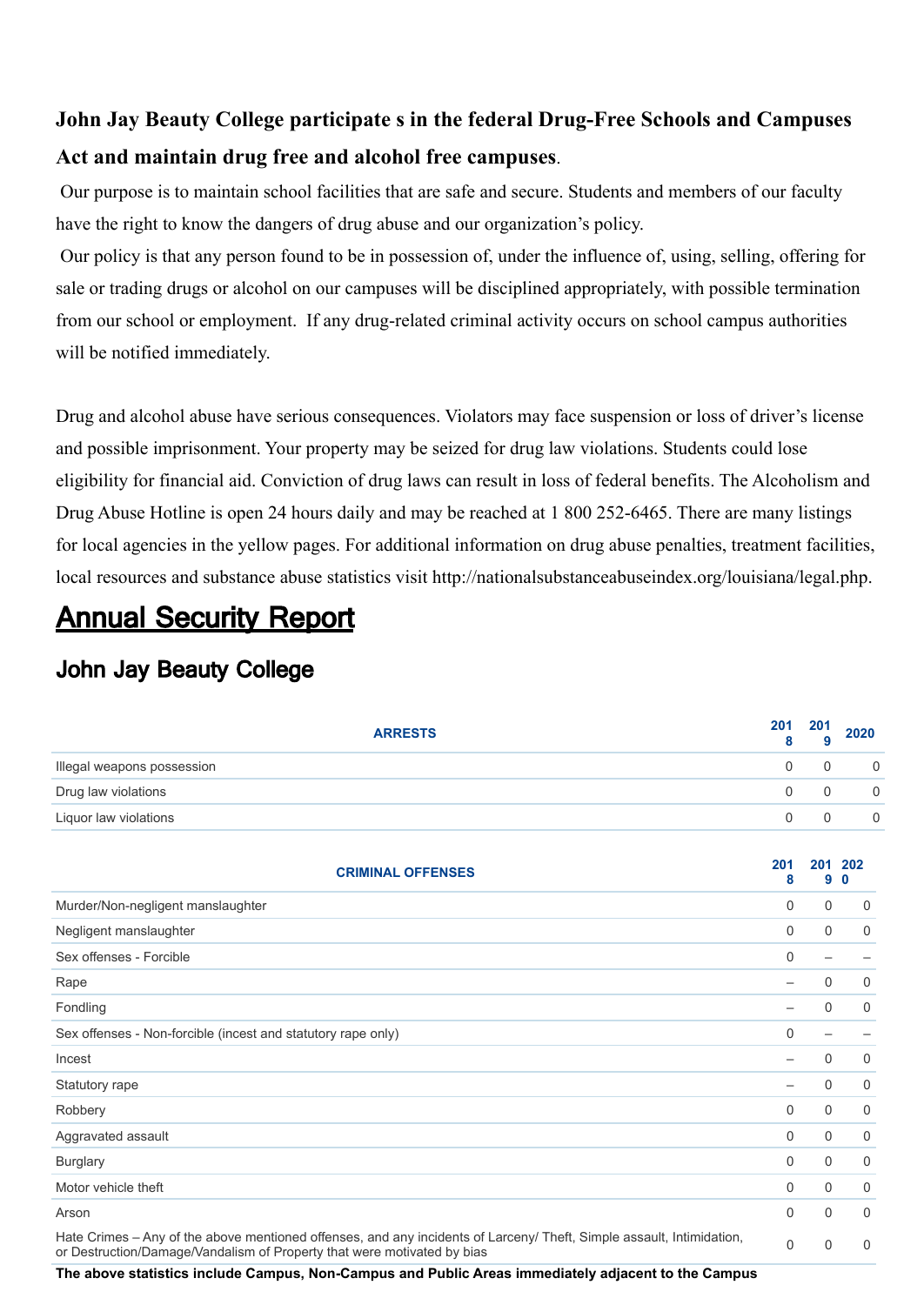**John Jay Beauty College participate s in the federal Drug-Free Schools and Campuses Act and maintain drug free and alcohol free campuses**.

Our purpose is to maintain school facilities that are safe and secure. Students and members of our faculty have the right to know the dangers of drug abuse and our organization's policy.

Our policy is that any person found to be in possession of, under the influence of, using, selling, offering for sale or trading drugs or alcohol on our campuses will be disciplined appropriately, with possible termination from our school or employment. If any drug-related criminal activity occurs on school campus authorities will be notified immediately.

Drug and alcohol abuse have serious consequences. Violators may face suspension or loss of driver's license and possible imprisonment. Your property may be seized for drug law violations. Students could lose eligibility for financial aid. Conviction of drug laws can result in loss of federal benefits. The Alcoholism and Drug Abuse Hotline is open 24 hours daily and may be reached at 1 800 252-6465. There are many listings for local agencies in the yellow pages. For additional information on drug abuse penalties, treatment facilities, local resources and substance abuse statistics visit http://nationalsubstanceabuseindex.org/louisiana/legal.php.

# Annual Security Report

## John Jay Beauty College

| ARRESTS | 2018 | 2019 | 2020 |
|---|---|---|---|
| Illegal weapons possession | 0 | 0 | 0 |
| Drug law violations | 0 | 0 | 0 |
| Liquor law violations | 0 | 0 | 0 |

| CRIMINAL OFFENSES | 2018 | 2019 | 2020 |
|---|---|---|---|
| Murder/Non-negligent manslaughter | 0 | 0 | 0 |
| Negligent manslaughter | 0 | 0 | 0 |
| Sex offenses - Forcible | 0 | – | – |
| Rape | – | 0 | 0 |
| Fondling | – | 0 | 0 |
| Sex offenses - Non-forcible (incest and statutory rape only) | 0 | – | – |
| Incest | – | 0 | 0 |
| Statutory rape | – | 0 | 0 |
| Robbery | 0 | 0 | 0 |
| Aggravated assault | 0 | 0 | 0 |
| Burglary | 0 | 0 | 0 |
| Motor vehicle theft | 0 | 0 | 0 |
| Arson | 0 | 0 | 0 |
| Hate Crimes – Any of the above mentioned offenses, and any incidents of Larceny/ Theft, Simple assault, Intimidation, or Destruction/Damage/Vandalism of Property that were motivated by bias | 0 | 0 | 0 |

**The above statistics include Campus, Non-Campus and Public Areas immediately adjacent to the Campus**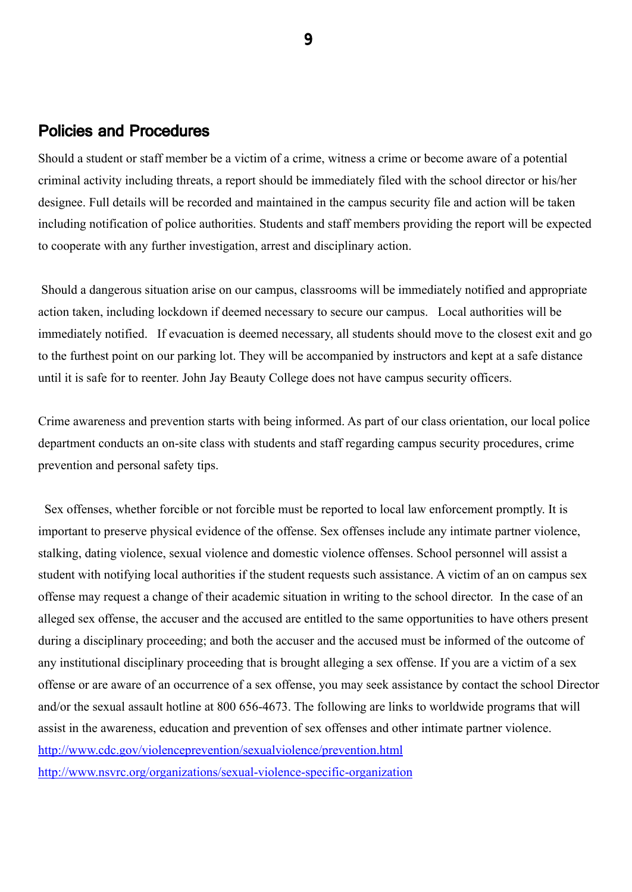## Policies and Procedures

Should a student or staff member be a victim of a crime, witness a crime or become aware of a potential criminal activity including threats, a report should be immediately filed with the school director or his/her designee. Full details will be recorded and maintained in the campus security file and action will be taken including notification of police authorities. Students and staff members providing the report will be expected to cooperate with any further investigation, arrest and disciplinary action.

Should a dangerous situation arise on our campus, classrooms will be immediately notified and appropriate action taken, including lockdown if deemed necessary to secure our campus. Local authorities will be immediately notified. If evacuation is deemed necessary, all students should move to the closest exit and go to the furthest point on our parking lot. They will be accompanied by instructors and kept at a safe distance until it is safe for to reenter. John Jay Beauty College does not have campus security officers.

Crime awareness and prevention starts with being informed. As part of our class orientation, our local police department conducts an on-site class with students and staff regarding campus security procedures, crime prevention and personal safety tips.

Sex offenses, whether forcible or not forcible must be reported to local law enforcement promptly. It is important to preserve physical evidence of the offense. Sex offenses include any intimate partner violence, stalking, dating violence, sexual violence and domestic violence offenses. School personnel will assist a student with notifying local authorities if the student requests such assistance. A victim of an on campus sex offense may request a change of their academic situation in writing to the school director. In the case of an alleged sex offense, the accuser and the accused are entitled to the same opportunities to have others present during a disciplinary proceeding; and both the accuser and the accused must be informed of the outcome of any institutional disciplinary proceeding that is brought alleging a sex offense. If you are a victim of a sex offense or are aware of an occurrence of a sex offense, you may seek assistance by contact the school Director and/or the sexual assault hotline at 800 656-4673. The following are links to worldwide programs that will assist in the awareness, education and prevention of sex offenses and other intimate partner violence.

http://www.cdc.gov/violenceprevention/sexualviolence/prevention.html

http://www.nsvrc.org/organizations/sexual-violence-specific-organization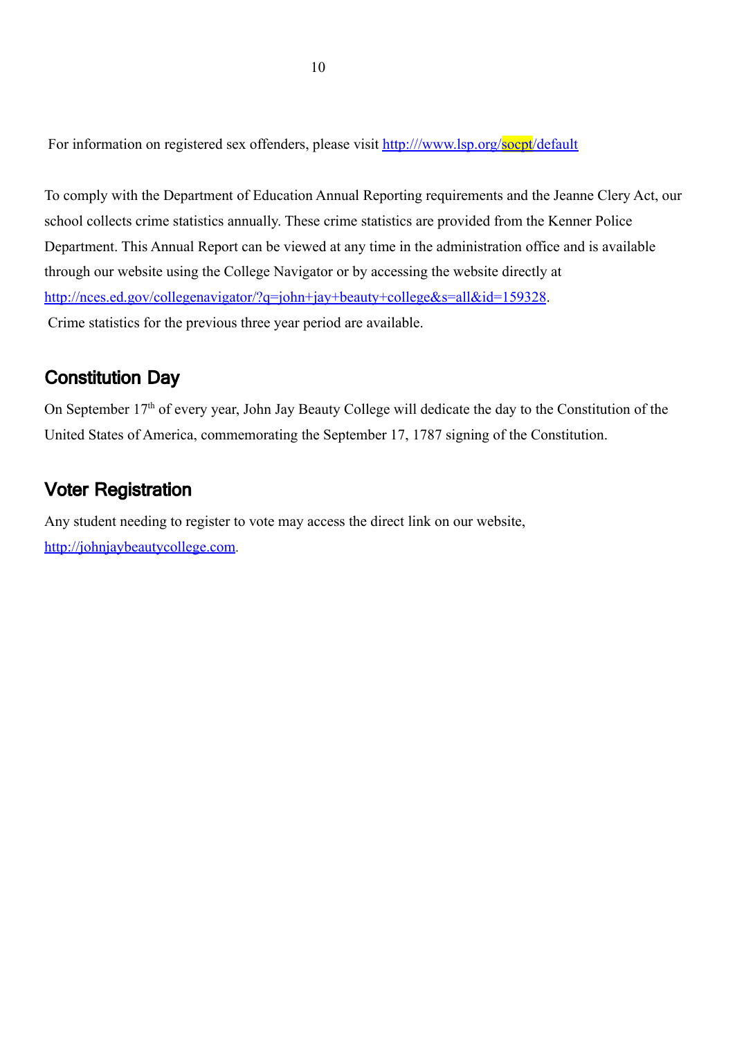For information on registered sex offenders, please visit http:///www.lsp.org/socpt/default

To comply with the Department of Education Annual Reporting requirements and the Jeanne Clery Act, our school collects crime statistics annually. These crime statistics are provided from the Kenner Police Department. This Annual Report can be viewed at any time in the administration office and is available through our website using the College Navigator or by accessing the website directly at http://nces.ed.gov/collegenavigator/?q=john+jay+beauty+college&s=all&id=159328.
Crime statistics for the previous three year period are available.

## Constitution Day

On September 17th of every year, John Jay Beauty College will dedicate the day to the Constitution of the United States of America, commemorating the September 17, 1787 signing of the Constitution.

## Voter Registration

Any student needing to register to vote may access the direct link on our website, http://johnjaybeautycollege.com.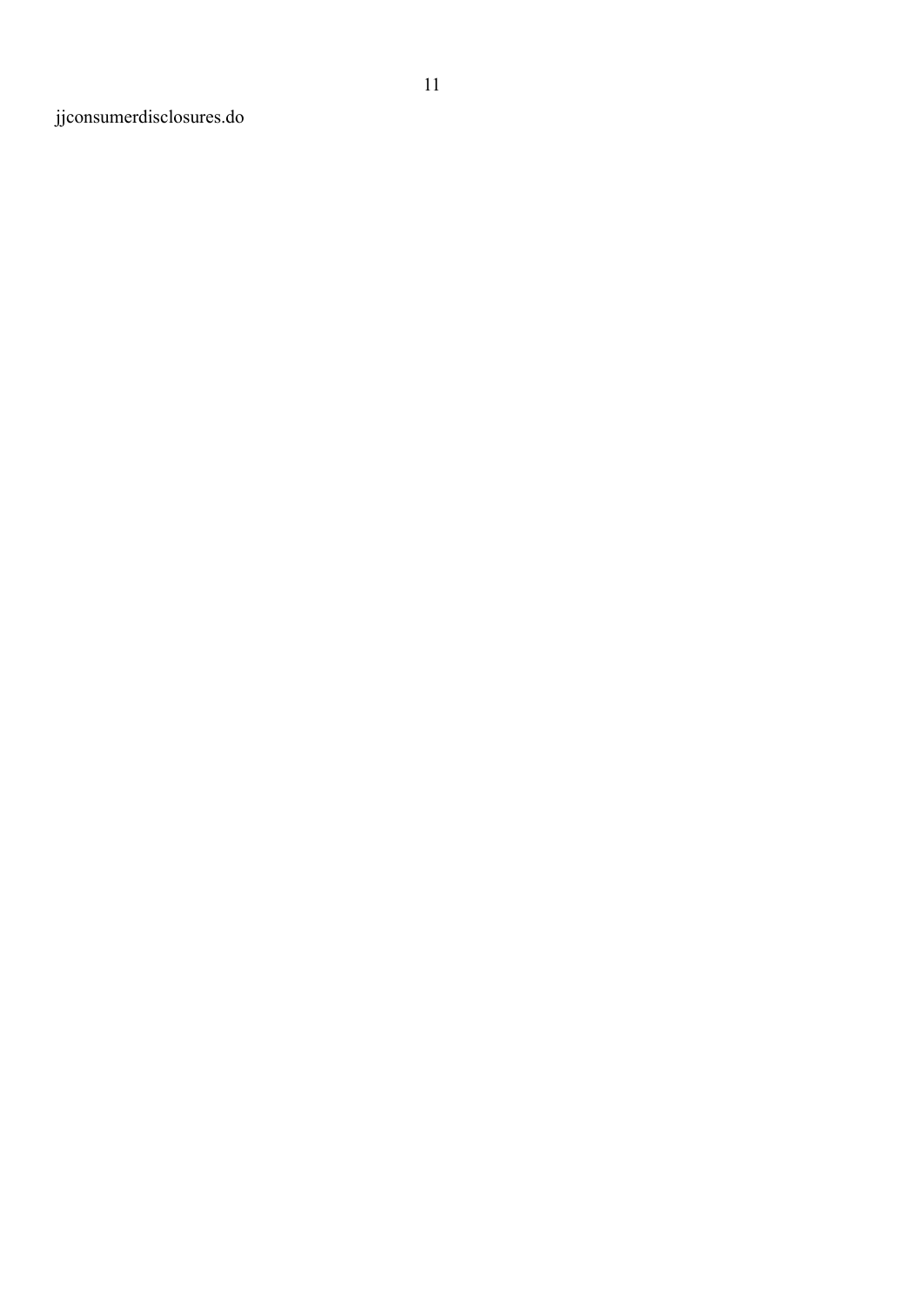jjconsumerdisclosures.do